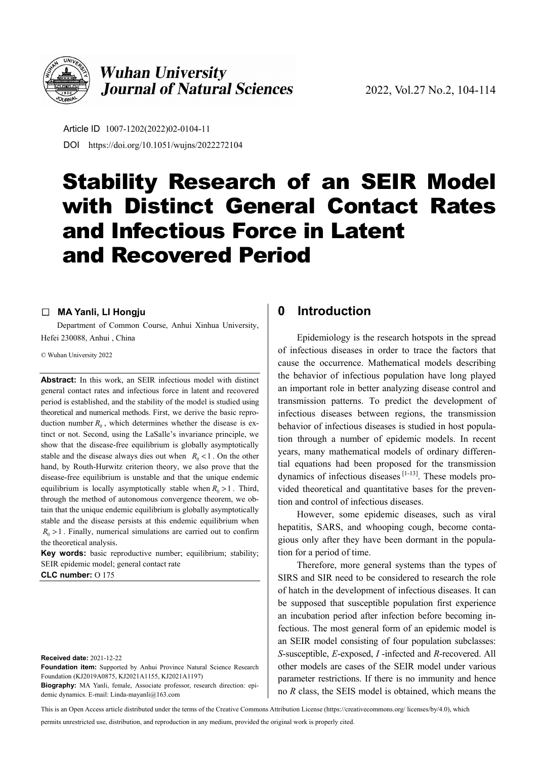Article ID 1007-1202(2022)02-0104-11

DOI https://doi.org/10.1051/wujns/2022272104

# Stability Research of an SEIR Model with Distinct General Contact Rates and Infectious Force in Latent and Recovered Period

□ **MA Yanli, LI Hongju**

Department of Common Course, Anhui Xinhua University, Hefei 230088, Anhui , China

© Wuhan University 2022

**Abstract:** In this work, an SEIR infectious model with distinct general contact rates and infectious force in latent and recovered period is established, and the stability of the model is studied using theoretical and numerical methods. First, we derive the basic reproduction number $R_0$, which determines whether the disease is extinct or not. Second, using the LaSalle's invariance principle, we show that the disease-free equilibrium is globally asymptotically stable and the disease always dies out when $R_0 < 1$. On the other hand, by Routh-Hurwitz criterion theory, we also prove that the disease-free equilibrium is unstable and that the unique endemic equilibrium is locally asymptotically stable when $R_0 > 1$. Third, through the method of autonomous convergence theorem, we obtain that the unique endemic equilibrium is globally asymptotically stable and the disease persists at this endemic equilibrium when $R_0 > 1$. Finally, numerical simulations are carried out to confirm the theoretical analysis.

**Key words:** basic reproductive number; equilibrium; stability; SEIR epidemic model; general contact rate

**CLC number:** O 175

**Received date:** 2021-12-22

**Foundation item:** Supported by Anhui Province Natural Science Research Foundation (KJ2019A0875, KJ2021A1155, KJ2021A1197)

**Biography:** MA Yanli, female, Associate professor, research direction: epidemic dynamics. E-mail: Linda-mayanli@163.com

This is an Open Access article distributed under the terms of the Creative Commons Attribution License (https://creativecommons.org/ licenses/by/4.0), which permits unrestricted use, distribution, and reproduction in any medium, provided the original work is properly cited.

## 0 Introduction

Epidemiology is the research hotspots in the spread of infectious diseases in order to trace the factors that cause the occurrence. Mathematical models describing the behavior of infectious population have long played an important role in better analyzing disease control and transmission patterns. To predict the development of infectious diseases between regions, the transmission behavior of infectious diseases is studied in host population through a number of epidemic models. In recent years, many mathematical models of ordinary differential equations had been proposed for the transmission dynamics of infectious diseases [1-13]. These models provided theoretical and quantitative bases for the prevention and control of infectious diseases.

However, some epidemic diseases, such as viral hepatitis, SARS, and whooping cough, become contagious only after they have been dormant in the population for a period of time.

Therefore, more general systems than the types of SIRS and SIR need to be considered to research the role of hatch in the development of infectious diseases. It can be supposed that susceptible population first experience an incubation period after infection before becoming infectious. The most general form of an epidemic model is an SEIR model consisting of four population subclasses: *S*-susceptible, *E*-exposed, *I* -infected and *R*-recovered. All other models are cases of the SEIR model under various parameter restrictions. If there is no immunity and hence no *R* class, the SEIS model is obtained, which means the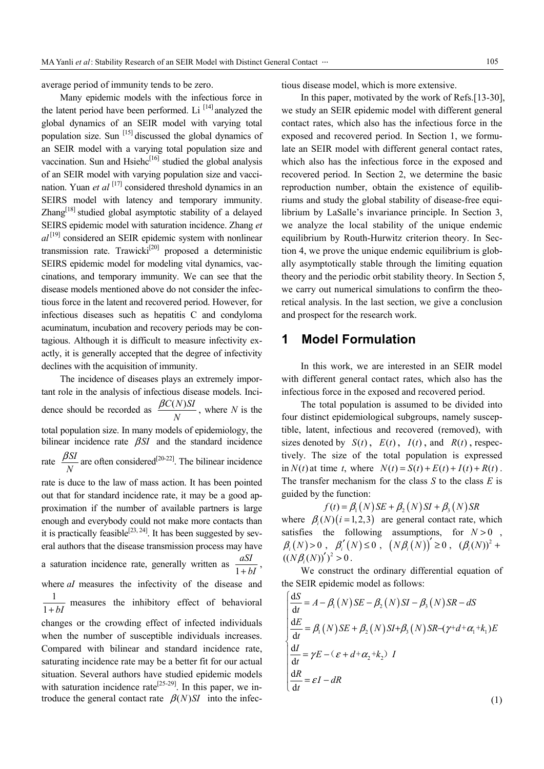average period of immunity tends to be zero.

Many epidemic models with the infectious force in the latent period have been performed. Li [14] analyzed the global dynamics of an SEIR model with varying total population size. Sun [15] discussed the global dynamics of an SEIR model with a varying total population size and vaccination. Sun and Hsiehc[16] studied the global analysis of an SEIR model with varying population size and vaccination. Yuan *et al* [17] considered threshold dynamics in an SEIRS model with latency and temporary immunity. Zhang[18] studied global asymptotic stability of a delayed SEIRS epidemic model with saturation incidence. Zhang *et al* [19] considered an SEIR epidemic system with nonlinear transmission rate. Trawicki[20] proposed a deterministic SEIRS epidemic model for modeling vital dynamics, vaccinations, and temporary immunity. We can see that the disease models mentioned above do not consider the infectious force in the latent and recovered period. However, for infectious diseases such as hepatitis C and condyloma acuminatum, incubation and recovery periods may be contagious. Although it is difficult to measure infectivity exactly, it is generally accepted that the degree of infectivity declines with the acquisition of immunity.

The incidence of diseases plays an extremely important role in the analysis of infectious disease models. Incidence should be recorded as $\frac{\beta C(N)SI}{N}$, where $N$ is the total population size. In many models of epidemiology, the bilinear incidence rate $\beta SI$ and the standard incidence rate $\frac{\beta SI}{N}$ are often considered[20-22]. The bilinear incidence rate is duce to the law of mass action. It has been pointed out that for standard incidence rate, it may be a good approximation if the number of available partners is large enough and everybody could not make more contacts than it is practically feasible[23, 24]. It has been suggested by several authors that the disease transmission process may have a saturation incidence rate, generally written as $\frac{aSI}{1+bI}$, where $aI$ measures the infectivity of the disease and $\frac{1}{1+bI}$ measures the inhibitory effect of behavioral changes or the crowding effect of infected individuals when the number of susceptible individuals increases. Compared with bilinear and standard incidence rate, saturating incidence rate may be a better fit for our actual situation. Several authors have studied epidemic models with saturation incidence rate[25-29]. In this paper, we introduce the general contact rate $\beta(N)SI$ into the infectious disease model, which is more extensive.

In this paper, motivated by the work of Refs.[13-30], we study an SEIR epidemic model with different general contact rates, which also has the infectious force in the exposed and recovered period. In Section 1, we formulate an SEIR model with different general contact rates, which also has the infectious force in the exposed and recovered period. In Section 2, we determine the basic reproduction number, obtain the existence of equilibriums and study the global stability of disease-free equilibrium by LaSalle's invariance principle. In Section 3, we analyze the local stability of the unique endemic equilibrium by Routh-Hurwitz criterion theory. In Section 4, we prove the unique endemic equilibrium is globally asymptotically stable through the limiting equation theory and the periodic orbit stability theory. In Section 5, we carry out numerical simulations to confirm the theoretical analysis. In the last section, we give a conclusion and prospect for the research work.

## 1 Model Formulation

In this work, we are interested in an SEIR model with different general contact rates, which also has the infectious force in the exposed and recovered period.

The total population is assumed to be divided into four distinct epidemiological subgroups, namely susceptible, latent, infectious and recovered (removed), with sizes denoted by $S(t)$, $E(t)$, $I(t)$, and $R(t)$, respectively. The size of the total population is expressed in $N(t)$ at time $t$, where $N(t)=S(t)+E(t)+I(t)+R(t)$. The transfer mechanism for the class $S$ to the class $E$ is guided by the function:

$$f(t)=\beta_1(N)SE+\beta_2(N)SI+\beta_3(N)SR$$

where $\beta_i(N)(i=1,2,3)$ are general contact rate, which satisfies the following assumptions, for $N>0$, $\beta_i(N)>0$, $\beta_i'(N)\le 0$, $(N\beta_i(N))'\ge 0$, $(\beta_i(N))^2+((N\beta_i(N))')^2>0$.

We construct the ordinary differential equation of the SEIR epidemic model as follows:

$$\begin{cases}\dfrac{\mathrm{d}S}{\mathrm{d}t}=A-\beta_1(N)SE-\beta_2(N)SI-\beta_3(N)SR-dS\\[2mm]\dfrac{\mathrm{d}E}{\mathrm{d}t}=\beta_1(N)SE+\beta_2(N)SI+\beta_3(N)SR-(\gamma+d+\alpha_1+k_1)E\\[2mm]\dfrac{\mathrm{d}I}{\mathrm{d}t}=\gamma E-(\varepsilon+d+\alpha_2+k_2)I\\[2mm]\dfrac{\mathrm{d}R}{\mathrm{d}t}=\varepsilon I-dR\end{cases}\tag{1}$$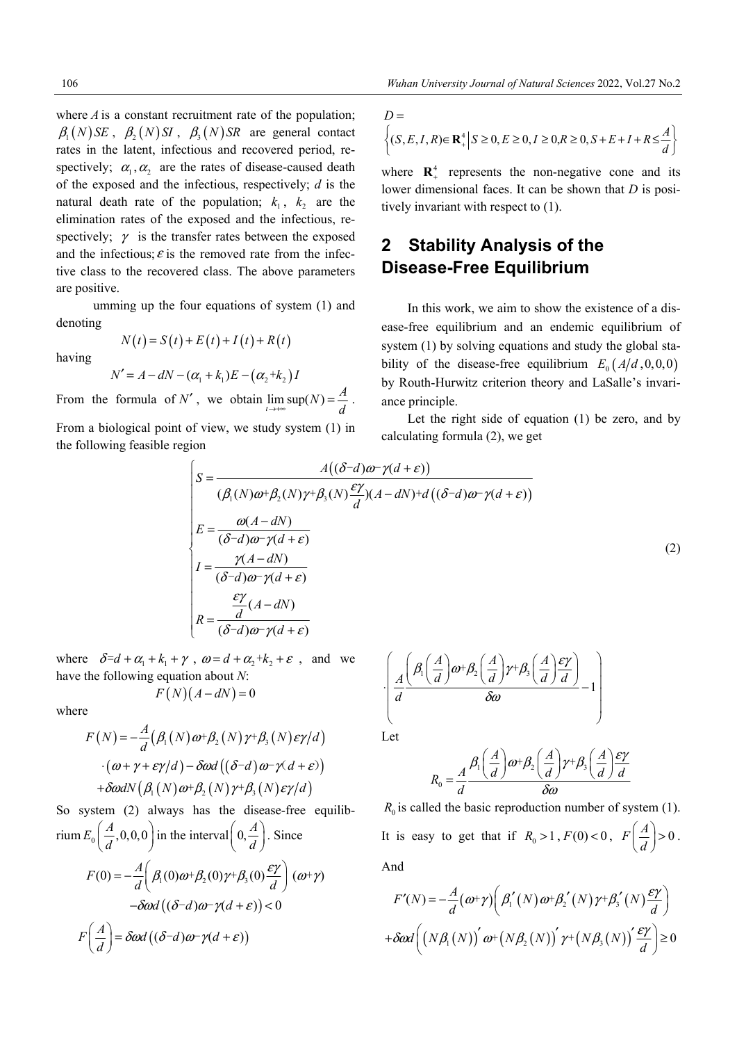where $A$ is a constant recruitment rate of the population; $\beta_1(N)SE$, $\beta_2(N)SI$, $\beta_3(N)SR$ are general contact rates in the latent, infectious and recovered period, respectively; $\alpha_1, \alpha_2$ are the rates of disease-caused death of the exposed and the infectious, respectively; $d$ is the natural death rate of the population; $k_1$, $k_2$ are the elimination rates of the exposed and the infectious, respectively; $\gamma$ is the transfer rates between the exposed and the infectious; $\varepsilon$ is the removed rate from the infective class to the recovered class. The above parameters are positive.

umming up the four equations of system (1) and denoting

$$N(t) = S(t) + E(t) + I(t) + R(t)$$

having

$$N' = A - dN - (\alpha_1 + k_1)E - (\alpha_2 + k_2)I$$

From the formula of $N'$, we obtain $\lim_{t\to+\infty}\sup(N) = \frac{A}{d}$.

From a biological point of view, we study system (1) in the following feasible region

$$D = \left\{(S,E,I,R)\in \mathbf{R}_+^4 \,\middle|\, S\ge 0, E\ge 0, I\ge 0, R\ge 0, S+E+I+R\le \frac{A}{d}\right\}$$

where $\mathbf{R}_+^4$ represents the non-negative cone and its lower dimensional faces. It can be shown that $D$ is positively invariant with respect to (1).

## 2 Stability Analysis of the Disease-Free Equilibrium

In this work, we aim to show the existence of a disease-free equilibrium and an endemic equilibrium of system (1) by solving equations and study the global stability of the disease-free equilibrium $E_0(A/d, 0, 0, 0)$ by Routh-Hurwitz criterion theory and LaSalle's invariance principle.

Let the right side of equation (1) be zero, and by calculating formula (2), we get

$$\begin{cases} S = \dfrac{A\left((\delta - d)\omega - \gamma(d+\varepsilon)\right)}{\left(\beta_1(N)\omega + \beta_2(N)\gamma + \beta_3(N)\dfrac{\varepsilon\gamma}{d}\right)(A - dN) + d\left((\delta - d)\omega - \gamma(d+\varepsilon)\right)} \\ E = \dfrac{\omega(A - dN)}{(\delta - d)\omega - \gamma(d+\varepsilon)} \\ I = \dfrac{\gamma(A - dN)}{(\delta - d)\omega - \gamma(d+\varepsilon)} \\ R = \dfrac{\dfrac{\varepsilon\gamma}{d}(A - dN)}{(\delta - d)\omega - \gamma(d+\varepsilon)} \end{cases} \tag{2}$$

where $\delta = d + \alpha_1 + k_1 + \gamma$, $\omega = d + \alpha_2 + k_2 + \varepsilon$, and we have the following equation about $N$:

$$F(N)(A - dN) = 0$$

where

$$\begin{aligned} F(N) = &-\frac{A}{d}\left(\beta_1(N)\omega + \beta_2(N)\gamma + \beta_3(N)\varepsilon\gamma/d\right) \\ &\cdot\left(\omega + \gamma + \varepsilon\gamma/d\right) - \delta\omega d\left((\delta - d)\omega - \gamma(d+\varepsilon)\right) \\ &+ \delta\omega dN\left(\beta_1(N)\omega + \beta_2(N)\gamma + \beta_3(N)\varepsilon\gamma/d\right) \end{aligned}$$

So system (2) always has the disease-free equilibrium $E_0\left(\frac{A}{d}, 0, 0, 0\right)$ in the interval $\left(0, \frac{A}{d}\right)$. Since

$$\begin{aligned} F(0) = &-\frac{A}{d}\left(\beta_1(0)\omega + \beta_2(0)\gamma + \beta_3(0)\frac{\varepsilon\gamma}{d}\right)(\omega + \gamma) \\ &-\delta\omega d\left((\delta - d)\omega - \gamma(d+\varepsilon)\right) < 0 \end{aligned}$$

$$\begin{aligned} F\left(\frac{A}{d}\right) = &\,\delta\omega d\left((\delta - d)\omega - \gamma(d+\varepsilon)\right) \\ &\cdot\left(\frac{A}{d}\,\frac{\beta_1\left(\frac{A}{d}\right)\omega + \beta_2\left(\frac{A}{d}\right)\gamma + \beta_3\left(\frac{A}{d}\right)\frac{\varepsilon\gamma}{d}}{\delta\omega} - 1\right) \end{aligned}$$

Let

$$R_0 = \frac{A}{d}\,\frac{\beta_1\left(\frac{A}{d}\right)\omega + \beta_2\left(\frac{A}{d}\right)\gamma + \beta_3\left(\frac{A}{d}\right)\frac{\varepsilon\gamma}{d}}{\delta\omega}$$

$R_0$ is called the basic reproduction number of system (1). It is easy to get that if $R_0 > 1$, $F(0) < 0$, $F\left(\frac{A}{d}\right) > 0$.

And

$$\begin{aligned} F'(N) = &-\frac{A}{d}(\omega + \gamma)\left(\beta_1'(N)\omega + \beta_2'(N)\gamma + \beta_3'(N)\frac{\varepsilon\gamma}{d}\right) \\ &+\delta\omega d\left(\left(N\beta_1(N)\right)'\omega + \left(N\beta_2(N)\right)'\gamma + \left(N\beta_3(N)\right)'\frac{\varepsilon\gamma}{d}\right) \ge 0 \end{aligned}$$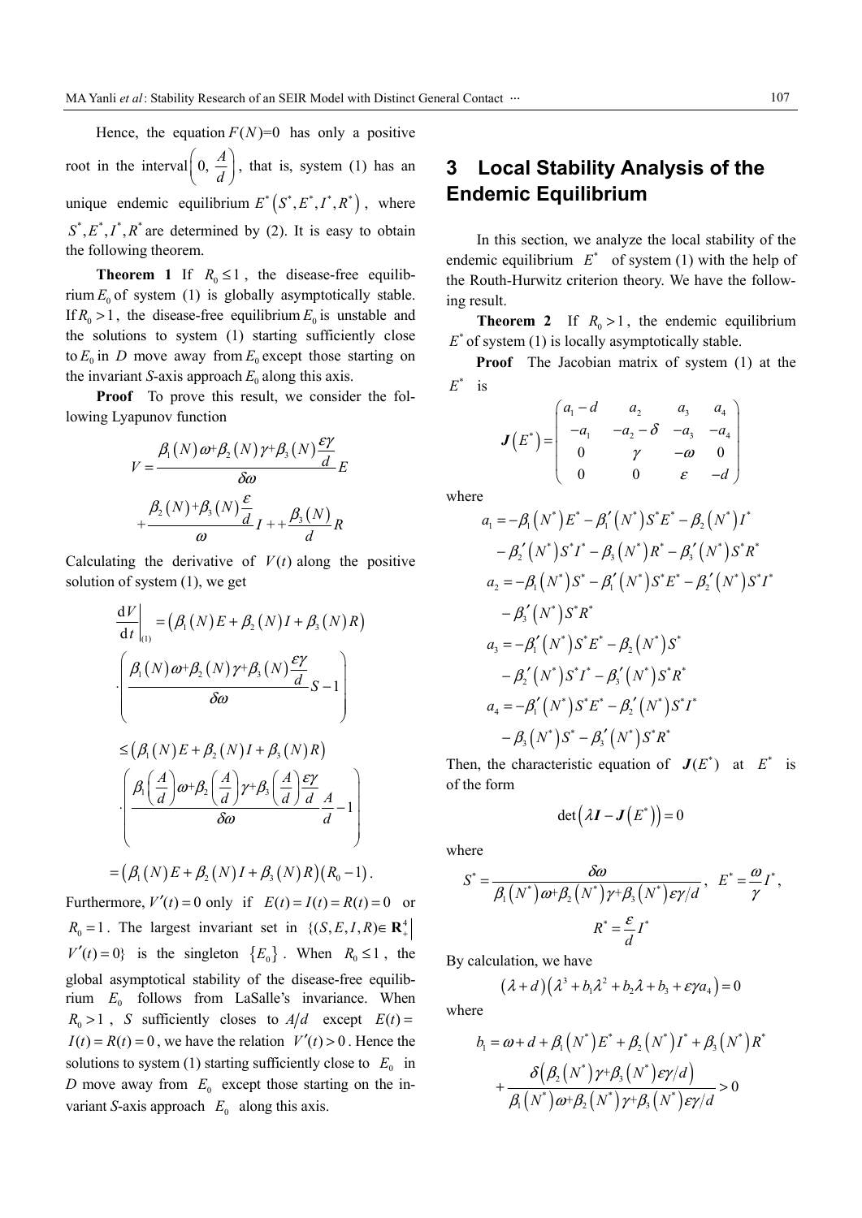Hence, the equation $F(N)=0$ has only a positive root in the interval $\left(0, \dfrac{A}{d}\right)$, that is, system (1) has an unique endemic equilibrium $E^*\left(S^*, E^*, I^*, R^*\right)$, where $S^*, E^*, I^*, R^*$ are determined by (2). It is easy to obtain the following theorem.

**Theorem 1** If $R_0 \le 1$, the disease-free equilibrium $E_0$ of system (1) is globally asymptotically stable. If $R_0 > 1$, the disease-free equilibrium $E_0$ is unstable and the solutions to system (1) starting sufficiently close to $E_0$ in $D$ move away from $E_0$ except those starting on the invariant $S$-axis approach $E_0$ along this axis.

**Proof** To prove this result, we consider the following Lyapunov function

$$V = \frac{\beta_1(N)\omega + \beta_2(N)\gamma + \beta_3(N)\dfrac{\varepsilon\gamma}{d}}{\delta\omega}E + \frac{\beta_2(N) + \beta_3(N)\dfrac{\varepsilon}{d}}{\omega}I + \frac{\beta_3(N)}{d}R$$

Calculating the derivative of $V(t)$ along the positive solution of system (1), we get

$$\left.\frac{\mathrm{d}V}{\mathrm{d}t}\right|_{(1)} = \left(\beta_1(N)E + \beta_2(N)I + \beta_3(N)R\right) \cdot \left(\frac{\beta_1(N)\omega + \beta_2(N)\gamma + \beta_3(N)\dfrac{\varepsilon\gamma}{d}}{\delta\omega}S - 1\right)$$

$$\le \left(\beta_1(N)E + \beta_2(N)I + \beta_3(N)R\right) \cdot \left(\frac{\beta_1\left(\dfrac{A}{d}\right)\omega + \beta_2\left(\dfrac{A}{d}\right)\gamma + \beta_3\left(\dfrac{A}{d}\right)\dfrac{\varepsilon\gamma}{d}}{\delta\omega}\frac{A}{d} - 1\right)$$

$$= \left(\beta_1(N)E + \beta_2(N)I + \beta_3(N)R\right)\left(R_0 - 1\right).$$

Furthermore, $V'(t) = 0$ only if $E(t) = I(t) = R(t) = 0$ or $R_0 = 1$. The largest invariant set in $\{(S,E,I,R) \in \mathbf{R}_+^4 \mid V'(t) = 0\}$ is the singleton $\{E_0\}$. When $R_0 \le 1$, the global asymptotical stability of the disease-free equilibrium $E_0$ follows from LaSalle's invariance. When $R_0 > 1$, $S$ sufficiently closes to $A/d$ except $E(t) = I(t) = R(t) = 0$, we have the relation $V'(t) > 0$. Hence the solutions to system (1) starting sufficiently close to $E_0$ in $D$ move away from $E_0$ except those starting on the invariant $S$-axis approach $E_0$ along this axis.

## 3 Local Stability Analysis of the Endemic Equilibrium

In this section, we analyze the local stability of the endemic equilibrium $E^*$ of system (1) with the help of the Routh-Hurwitz criterion theory. We have the following result.

**Theorem 2** If $R_0 > 1$, the endemic equilibrium $E^*$ of system (1) is locally asymptotically stable.

**Proof** The Jacobian matrix of system (1) at the $E^*$ is

$$\boldsymbol{J}\left(E^*\right) = \begin{pmatrix} a_1 - d & a_2 & a_3 & a_4 \\ -a_1 & -a_2 - \delta & -a_3 & -a_4 \\ 0 & \gamma & -\omega & 0 \\ 0 & 0 & \varepsilon & -d \end{pmatrix}$$

where

$$a_1 = -\beta_1\left(N^*\right)E^* - \beta_1'\left(N^*\right)S^*E^* - \beta_2\left(N^*\right)I^* - \beta_2'\left(N^*\right)S^*I^* - \beta_3\left(N^*\right)R^* - \beta_3'\left(N^*\right)S^*R^*$$

$$a_2 = -\beta_1\left(N^*\right)S^* - \beta_1'\left(N^*\right)S^*E^* - \beta_2'\left(N^*\right)S^*I^* - \beta_3'\left(N^*\right)S^*R^*$$

$$a_3 = -\beta_1'\left(N^*\right)S^*E^* - \beta_2\left(N^*\right)S^* - \beta_2'\left(N^*\right)S^*I^* - \beta_3'\left(N^*\right)S^*R^*$$

$$a_4 = -\beta_1'\left(N^*\right)S^*E^* - \beta_2'\left(N^*\right)S^*I^* - \beta_3\left(N^*\right)S^* - \beta_3'\left(N^*\right)S^*R^*$$

Then, the characteristic equation of $\boldsymbol{J}(E^*)$ at $E^*$ is of the form

$$\det\left(\lambda\boldsymbol{I} - \boldsymbol{J}\left(E^*\right)\right) = 0$$

where

$$S^* = \frac{\delta\omega}{\beta_1\left(N^*\right)\omega + \beta_2\left(N^*\right)\gamma + \beta_3\left(N^*\right)\varepsilon\gamma/d}, \quad E^* = \frac{\omega}{\gamma}I^*, \quad R^* = \frac{\varepsilon}{d}I^*$$

By calculation, we have

$$(\lambda + d)\left(\lambda^3 + b_1\lambda^2 + b_2\lambda + b_3 + \varepsilon\gamma a_4\right) = 0$$

where

$$b_1 = \omega + d + \beta_1\left(N^*\right)E^* + \beta_2\left(N^*\right)I^* + \beta_3\left(N^*\right)R^* + \frac{\delta\left(\beta_2\left(N^*\right)\gamma + \beta_3\left(N^*\right)\varepsilon\gamma/d\right)}{\beta_1\left(N^*\right)\omega + \beta_2\left(N^*\right)\gamma + \beta_3\left(N^*\right)\varepsilon\gamma/d} > 0$$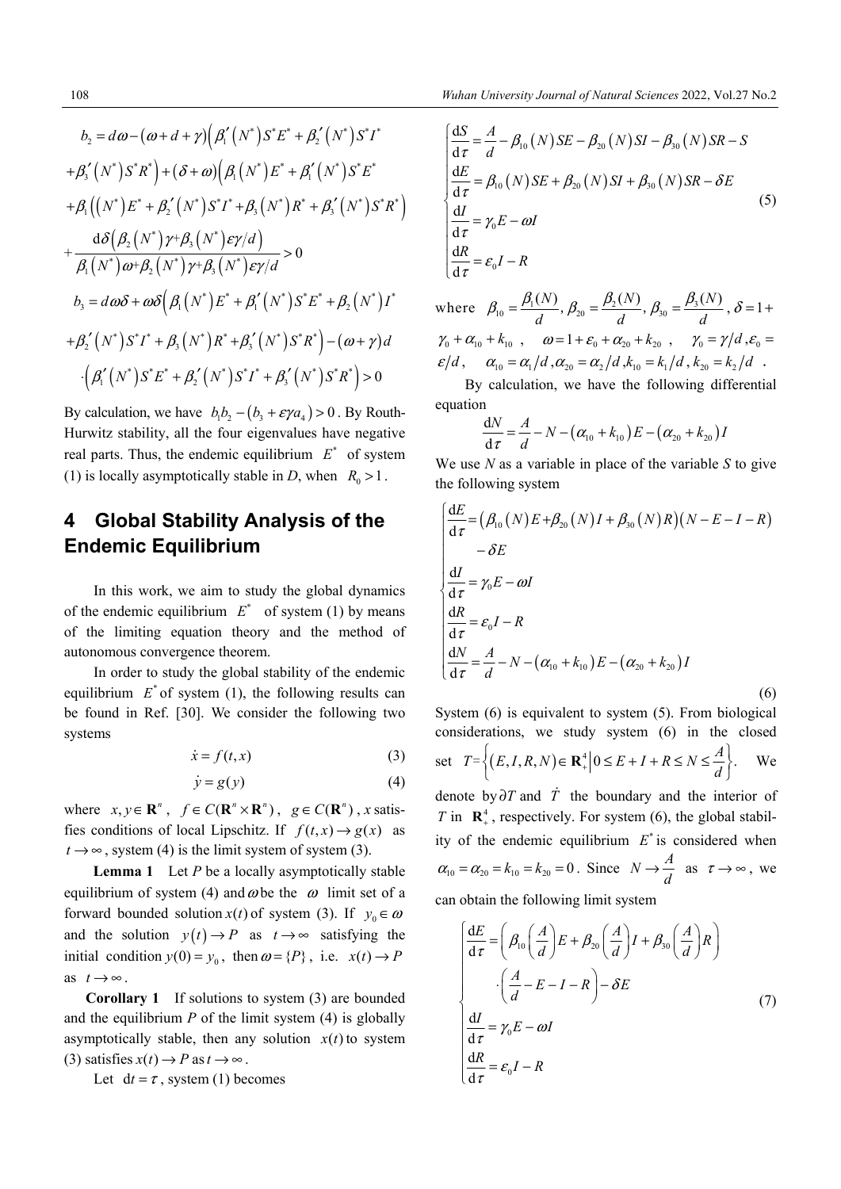$$b_2 = d\omega - (\omega + d + \gamma)\Big(\beta_1'\left(N^*\right)S^*E^* + \beta_2'\left(N^*\right)S^*I^*$$
$$+\beta_3'\left(N^*\right)S^*R^*\Big) + (\delta + \omega)\Big(\beta_1\left(N^*\right)E^* + \beta_1'\left(N^*\right)S^*E^*$$
$$+\beta_1\left(\left(N^*\right)E^* + \beta_2'\left(N^*\right)S^*I^* + \beta_3\left(N^*\right)R^* + \beta_3'\left(N^*\right)S^*R^*\right)$$
$$+\frac{d\delta\left(\beta_2\left(N^*\right)\gamma + \beta_3\left(N^*\right)\varepsilon\gamma/d\right)}{\beta_1\left(N^*\right)\omega + \beta_2\left(N^*\right)\gamma + \beta_3\left(N^*\right)\varepsilon\gamma/d} > 0$$

$$b_3 = d\omega\delta + \omega\delta\Big(\beta_1\left(N^*\right)E^* + \beta_1'\left(N^*\right)S^*E^* + \beta_2\left(N^*\right)I^*$$
$$+\beta_2'\left(N^*\right)S^*I^* + \beta_3\left(N^*\right)R^* + \beta_3'\left(N^*\right)S^*R^*\Big) - (\omega + \gamma)d$$
$$\cdot\Big(\beta_1'\left(N^*\right)S^*E^* + \beta_2'\left(N^*\right)S^*I^* + \beta_3'\left(N^*\right)S^*R^*\Big) > 0$$

By calculation, we have $b_1 b_2 - (b_3 + \varepsilon\gamma a_4) > 0$. By Routh-Hurwitz stability, all the four eigenvalues have negative real parts. Thus, the endemic equilibrium $E^*$ of system (1) is locally asymptotically stable in $D$, when $R_0 > 1$.

## 4 Global Stability Analysis of the Endemic Equilibrium

In this work, we aim to study the global dynamics of the endemic equilibrium $E^*$ of system (1) by means of the limiting equation theory and the method of autonomous convergence theorem.

In order to study the global stability of the endemic equilibrium $E^*$ of system (1), the following results can be found in Ref. [30]. We consider the following two systems

$$\dot{x} = f(t, x) \tag{3}$$

$$\dot{y} = g(y) \tag{4}$$

where $x, y \in \mathbf{R}^n$, $f \in C(\mathbf{R}^n \times \mathbf{R}^n)$, $g \in C(\mathbf{R}^n)$, $x$ satisfies conditions of local Lipschitz. If $f(t, x) \to g(x)$ as $t \to \infty$, system (4) is the limit system of system (3).

**Lemma 1** Let $P$ be a locally asymptotically stable equilibrium of system (4) and $\omega$ be the $\omega$ limit set of a forward bounded solution $x(t)$ of system (3). If $y_0 \in \omega$ and the solution $y(t) \to P$ as $t \to \infty$ satisfying the initial condition $y(0) = y_0$, then $\omega = \{P\}$, i.e. $x(t) \to P$ as $t \to \infty$.

**Corollary 1** If solutions to system (3) are bounded and the equilibrium $P$ of the limit system (4) is globally asymptotically stable, then any solution $x(t)$ to system (3) satisfies $x(t) \to P$ as $t \to \infty$.

Let $\mathrm{d}t = \tau$, system (1) becomes

$$\begin{cases} \dfrac{\mathrm{d}S}{\mathrm{d}\tau} = \dfrac{A}{d} - \beta_{10}(N)SE - \beta_{20}(N)SI - \beta_{30}(N)SR - S \\ \dfrac{\mathrm{d}E}{\mathrm{d}\tau} = \beta_{10}(N)SE + \beta_{20}(N)SI + \beta_{30}(N)SR - \delta E \\ \dfrac{\mathrm{d}I}{\mathrm{d}\tau} = \gamma_0 E - \omega I \\ \dfrac{\mathrm{d}R}{\mathrm{d}\tau} = \varepsilon_0 I - R \end{cases} \tag{5}$$

where $\beta_{10} = \dfrac{\beta_1(N)}{d}$, $\beta_{20} = \dfrac{\beta_2(N)}{d}$, $\beta_{30} = \dfrac{\beta_3(N)}{d}$, $\delta = 1 + \gamma_0 + \alpha_{10} + k_{10}$, $\omega = 1 + \varepsilon_0 + \alpha_{20} + k_{20}$, $\gamma_0 = \gamma/d$, $\varepsilon_0 = \varepsilon/d$, $\alpha_{10} = \alpha_1/d$, $\alpha_{20} = \alpha_2/d$, $k_{10} = k_1/d$, $k_{20} = k_2/d$.

By calculation, we have the following differential equation

$$\frac{\mathrm{d}N}{\mathrm{d}\tau} = \frac{A}{d} - N - (\alpha_{10} + k_{10})E - (\alpha_{20} + k_{20})I$$

We use $N$ as a variable in place of the variable $S$ to give the following system

$$\begin{cases} \dfrac{\mathrm{d}E}{\mathrm{d}\tau} = \left(\beta_{10}(N)E + \beta_{20}(N)I + \beta_{30}(N)R\right)(N - E - I - R) \\ \qquad -\delta E \\ \dfrac{\mathrm{d}I}{\mathrm{d}\tau} = \gamma_0 E - \omega I \\ \dfrac{\mathrm{d}R}{\mathrm{d}\tau} = \varepsilon_0 I - R \\ \dfrac{\mathrm{d}N}{\mathrm{d}\tau} = \dfrac{A}{d} - N - (\alpha_{10} + k_{10})E - (\alpha_{20} + k_{20})I \end{cases} \tag{6}$$

System (6) is equivalent to system (5). From biological considerations, we study system (6) in the closed set $T = \left\{(E, I, R, N) \in \mathbf{R}_+^4 \,\middle|\, 0 \le E + I + R \le N \le \dfrac{A}{d}\right\}$. We denote by $\partial T$ and $\dot{T}$ the boundary and the interior of $T$ in $\mathbf{R}_+^4$, respectively. For system (6), the global stability of the endemic equilibrium $E^*$ is considered when $\alpha_{10} = \alpha_{20} = k_{10} = k_{20} = 0$. Since $N \to \dfrac{A}{d}$ as $\tau \to \infty$, we can obtain the following limit system

$$\begin{cases} \dfrac{\mathrm{d}E}{\mathrm{d}\tau} = \left(\beta_{10}\left(\dfrac{A}{d}\right)E + \beta_{20}\left(\dfrac{A}{d}\right)I + \beta_{30}\left(\dfrac{A}{d}\right)R\right) \\ \qquad \cdot\left(\dfrac{A}{d} - E - I - R\right) - \delta E \\ \dfrac{\mathrm{d}I}{\mathrm{d}\tau} = \gamma_0 E - \omega I \\ \dfrac{\mathrm{d}R}{\mathrm{d}\tau} = \varepsilon_0 I - R \end{cases} \tag{7}$$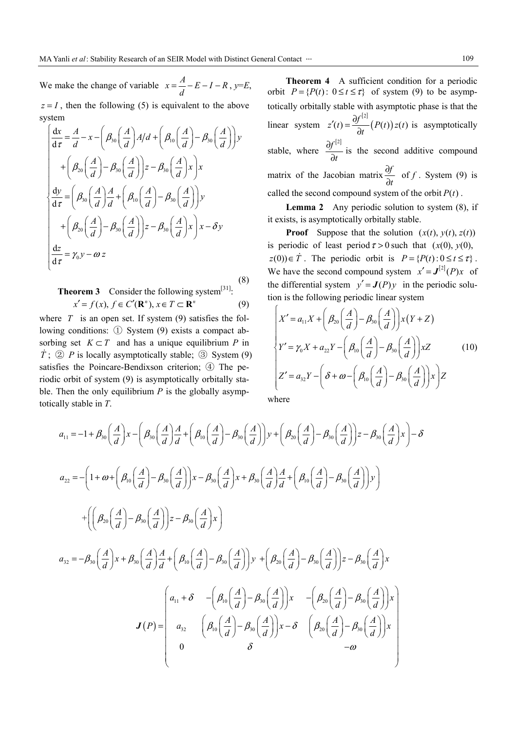We make the change of variable $x=\frac{A}{d}-E-I-R$, $y$=$E$, $z=I$, then the following (5) is equivalent to the above system

$$
\begin{cases}
\dfrac{\mathrm{d}x}{\mathrm{d}\tau}=\dfrac{A}{d}-x-\left(\beta_{30}\left(\dfrac{A}{d}\right)A/d+\left(\beta_{10}\left(\dfrac{A}{d}\right)-\beta_{30}\left(\dfrac{A}{d}\right)\right)y\right.\\
\qquad\left.+\left(\beta_{20}\left(\dfrac{A}{d}\right)-\beta_{30}\left(\dfrac{A}{d}\right)\right)z-\beta_{30}\left(\dfrac{A}{d}\right)x\right)x\\
\dfrac{\mathrm{d}y}{\mathrm{d}\tau}=\left(\beta_{30}\left(\dfrac{A}{d}\right)\dfrac{A}{d}+\left(\beta_{10}\left(\dfrac{A}{d}\right)-\beta_{30}\left(\dfrac{A}{d}\right)\right)y\right.\\
\qquad\left.+\left(\beta_{20}\left(\dfrac{A}{d}\right)-\beta_{30}\left(\dfrac{A}{d}\right)\right)z-\beta_{30}\left(\dfrac{A}{d}\right)x\right)x-\delta y\\
\dfrac{\mathrm{d}z}{\mathrm{d}\tau}=\gamma_0 y-\omega z
\end{cases}
\tag{8}
$$

**Theorem 3** Consider the following system[31]:

$$x'=f(x),\ f\in C'(\mathbf{R}^n),\ x\in T\subset\mathbf{R}^n \tag{9}$$

where $T$ is an open set. If system (9) satisfies the following conditions: ① System (9) exists a compact absorbing set $K\subset T$ and has a unique equilibrium $P$ in $\dot{T}$; ② $P$ is locally asymptotically stable; ③ System (9) satisfies the Poincare-Bendixson criterion; ④ The periodic orbit of system (9) is asymptotically orbitally stable. Then the only equilibrium $P$ is the globally asymptotically stable in $T$.

**Theorem 4** A sufficient condition for a periodic orbit $P=\{P(t):\ 0\le t\le\tau\}$ of system (9) to be asymptotically orbitally stable with asymptotic phase is that the linear system $z'(t)=\frac{\partial f^{[2]}}{\partial t}\big(P(t)\big)z(t)$ is asymptotically stable, where $\frac{\partial f^{[2]}}{\partial t}$ is the second additive compound matrix of the Jacobian matrix $\frac{\partial f}{\partial t}$ of $f$. System (9) is called the second compound system of the orbit $P(t)$.

**Lemma 2** Any periodic solution to system (8), if it exists, is asymptotically orbitally stable.

**Proof** Suppose that the solution $(x(t),y(t),z(t))$ is periodic of least period $\tau>0$ such that $(x(0),y(0),z(0))\in\dot{T}$. The periodic orbit is $P=\{P(t):0\le t\le\tau\}$. We have the second compound system $x'=\boldsymbol{J}^{[2]}(P)x$ of the differential system $y'=\boldsymbol{J}(P)y$ in the periodic solution is the following periodic linear system

$$
\begin{cases}
X'=a_{11}X+\left(\beta_{20}\left(\dfrac{A}{d}\right)-\beta_{30}\left(\dfrac{A}{d}\right)\right)x\left(Y+Z\right)\\
Y'=\gamma_0 X+a_{22}Y-\left(\beta_{10}\left(\dfrac{A}{d}\right)-\beta_{30}\left(\dfrac{A}{d}\right)\right)xZ\\
Z'=a_{32}Y-\left(\delta+\omega-\left(\beta_{10}\left(\dfrac{A}{d}\right)-\beta_{30}\left(\dfrac{A}{d}\right)\right)x\right)Z
\end{cases}
\tag{10}
$$

where

$$a_{11}=-1+\beta_{30}\left(\frac{A}{d}\right)x-\left(\beta_{30}\left(\frac{A}{d}\right)\frac{A}{d}+\left(\beta_{10}\left(\frac{A}{d}\right)-\beta_{30}\left(\frac{A}{d}\right)\right)y+\left(\beta_{20}\left(\frac{A}{d}\right)-\beta_{30}\left(\frac{A}{d}\right)\right)z-\beta_{30}\left(\frac{A}{d}\right)x\right)-\delta$$

$$a_{22}=-\left(1+\omega+\left(\beta_{10}\left(\frac{A}{d}\right)-\beta_{30}\left(\frac{A}{d}\right)\right)x-\beta_{30}\left(\frac{A}{d}\right)x+\beta_{30}\left(\frac{A}{d}\right)\frac{A}{d}+\left(\beta_{10}\left(\frac{A}{d}\right)-\beta_{30}\left(\frac{A}{d}\right)\right)y\right.$$
$$\left.+\left(\left(\beta_{20}\left(\frac{A}{d}\right)-\beta_{30}\left(\frac{A}{d}\right)\right)z-\beta_{30}\left(\frac{A}{d}\right)x\right)\right)$$

$$a_{32}=-\beta_{30}\left(\frac{A}{d}\right)x+\beta_{30}\left(\frac{A}{d}\right)\frac{A}{d}+\left(\beta_{10}\left(\frac{A}{d}\right)-\beta_{30}\left(\frac{A}{d}\right)\right)y+\left(\beta_{20}\left(\frac{A}{d}\right)-\beta_{30}\left(\frac{A}{d}\right)\right)z-\beta_{30}\left(\frac{A}{d}\right)x$$

$$
\boldsymbol{J}(P)=\begin{pmatrix}
a_{11}+\delta & -\left(\beta_{10}\left(\dfrac{A}{d}\right)-\beta_{30}\left(\dfrac{A}{d}\right)\right)x & -\left(\beta_{20}\left(\dfrac{A}{d}\right)-\beta_{30}\left(\dfrac{A}{d}\right)\right)x\\
a_{32} & \left(\beta_{10}\left(\dfrac{A}{d}\right)-\beta_{30}\left(\dfrac{A}{d}\right)\right)x-\delta & \left(\beta_{20}\left(\dfrac{A}{d}\right)-\beta_{30}\left(\dfrac{A}{d}\right)\right)x\\
0 & \delta & -\omega
\end{pmatrix}
$$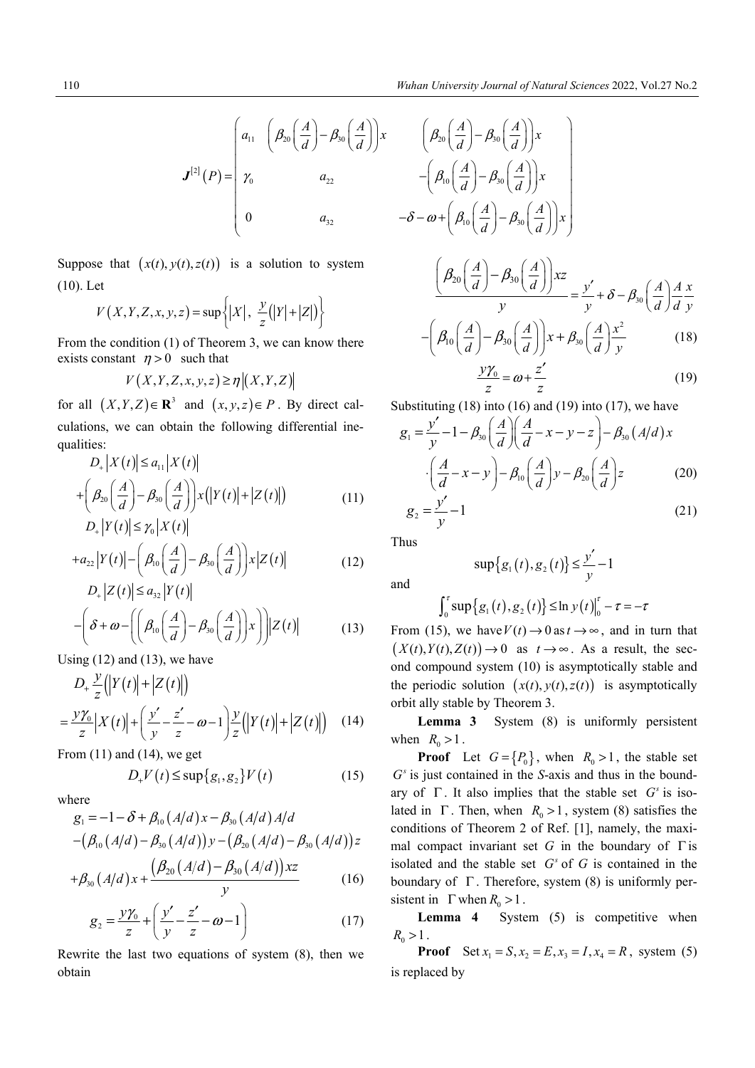$$
\boldsymbol{J}^{[2]}(P)=\begin{pmatrix} a_{11} & \left(\beta_{20}\left(\dfrac{A}{d}\right)-\beta_{30}\left(\dfrac{A}{d}\right)\right)x & \left(\beta_{20}\left(\dfrac{A}{d}\right)-\beta_{30}\left(\dfrac{A}{d}\right)\right)x \\ \gamma_0 & a_{22} & -\left(\beta_{10}\left(\dfrac{A}{d}\right)-\beta_{30}\left(\dfrac{A}{d}\right)\right)x \\ 0 & a_{32} & -\delta-\omega+\left(\beta_{10}\left(\dfrac{A}{d}\right)-\beta_{30}\left(\dfrac{A}{d}\right)\right)x \end{pmatrix}
$$

Suppose that $(x(t),y(t),z(t))$ is a solution to system (10). Let

$$
V(X,Y,Z,x,y,z)=\sup\left\{|X|,\ \frac{y}{z}(|Y|+|Z|)\right\}
$$

From the condition (1) of Theorem 3, we can know there exists constant $\eta>0$ such that

$$
V(X,Y,Z,x,y,z)\geq \eta|(X,Y,Z)|
$$

for all $(X,Y,Z)\in \mathbf{R}^3$ and $(x,y,z)\in P$. By direct calculations, we can obtain the following differential inequalities:

$$
D_+|X(t)|\leq a_{11}|X(t)| +\left(\beta_{20}\left(\frac{A}{d}\right)-\beta_{30}\left(\frac{A}{d}\right)\right)x(|Y(t)|+|Z(t)|) \tag{11}
$$

$$
D_+|Y(t)|\leq \gamma_0|X(t)| +a_{22}|Y(t)|-\left(\beta_{10}\left(\frac{A}{d}\right)-\beta_{30}\left(\frac{A}{d}\right)\right)x|Z(t)| \tag{12}
$$

$$
D_+|Z(t)|\leq a_{32}|Y(t)| -\left(\delta+\omega-\left(\left(\beta_{10}\left(\frac{A}{d}\right)-\beta_{30}\left(\frac{A}{d}\right)\right)x\right)\right)|Z(t)| \tag{13}
$$

Using (12) and (13), we have

$$
D_+\frac{y}{z}(|Y(t)|+|Z(t)|) =\frac{y\gamma_0}{z}|X(t)|+\left(\frac{y'}{y}-\frac{z'}{z}-\omega-1\right)\frac{y}{z}(|Y(t)|+|Z(t)|) \tag{14}
$$

From (11) and (14), we get

$$
D_+V(t)\leq \sup\{g_1,g_2\}V(t) \tag{15}
$$

where

$$
\begin{aligned}
g_1&=-1-\delta+\beta_{10}(A/d)x-\beta_{30}(A/d)A/d\\
&\quad-\left(\beta_{10}(A/d)-\beta_{30}(A/d)\right)y-\left(\beta_{20}(A/d)-\beta_{30}(A/d)\right)z\\
&\quad+\beta_{30}(A/d)x+\frac{\left(\beta_{20}(A/d)-\beta_{30}(A/d)\right)xz}{y}
\end{aligned} \tag{16}
$$

$$
g_2=\frac{y\gamma_0}{z}+\left(\frac{y'}{y}-\frac{z'}{z}-\omega-1\right) \tag{17}
$$

Rewrite the last two equations of system (8), then we obtain

$$
\frac{\left(\beta_{20}\left(\dfrac{A}{d}\right)-\beta_{30}\left(\dfrac{A}{d}\right)\right)xz}{y}=\frac{y'}{y}+\delta-\beta_{30}\left(\frac{A}{d}\right)\frac{A}{d}\frac{x}{y} -\left(\beta_{10}\left(\frac{A}{d}\right)-\beta_{30}\left(\frac{A}{d}\right)\right)x+\beta_{30}\left(\frac{A}{d}\right)\frac{x^2}{y} \tag{18}
$$

$$
\frac{y\gamma_0}{z}=\omega+\frac{z'}{z} \tag{19}
$$

Substituting (18) into (16) and (19) into (17), we have

$$
g_1=\frac{y'}{y}-1-\beta_{30}\left(\frac{A}{d}\right)\left(\frac{A}{d}-x-y-z\right)-\beta_{30}(A/d)x \cdot\left(\frac{A}{d}-x-y\right)-\beta_{10}\left(\frac{A}{d}\right)y-\beta_{20}\left(\frac{A}{d}\right)z \tag{20}
$$

$$
g_2=\frac{y'}{y}-1 \tag{21}
$$

Thus

$$
\sup\{g_1(t),g_2(t)\}\leq \frac{y'}{y}-1
$$

and

$$
\int_0^\tau \sup\{g_1(t),g_2(t)\}\leq \ln y(t)\big|_0^\tau-\tau=-\tau
$$

From (15), we have $V(t)\to 0$ as $t\to\infty$, and in turn that $(X(t),Y(t),Z(t))\to 0$ as $t\to\infty$. As a result, the second compound system (10) is asymptotically stable and the periodic solution $(x(t),y(t),z(t))$ is asymptotically orbit ally stable by Theorem 3.

**Lemma 3** System (8) is uniformly persistent when $R_0>1$.

**Proof** Let $G=\{P_0\}$, when $R_0>1$, the stable set $G^s$ is just contained in the *S*-axis and thus in the boundary of $\Gamma$. It also implies that the stable set $G^s$ is isolated in $\Gamma$. Then, when $R_0>1$, system (8) satisfies the conditions of Theorem 2 of Ref. [1], namely, the maximal compact invariant set $G$ in the boundary of $\Gamma$ is isolated and the stable set $G^s$ of $G$ is contained in the boundary of $\Gamma$. Therefore, system (8) is uniformly persistent in $\Gamma$ when $R_0>1$.

**Lemma 4** System (5) is competitive when $R_0>1$.

**Proof** Set $x_1=S, x_2=E, x_3=I, x_4=R$, system (5) is replaced by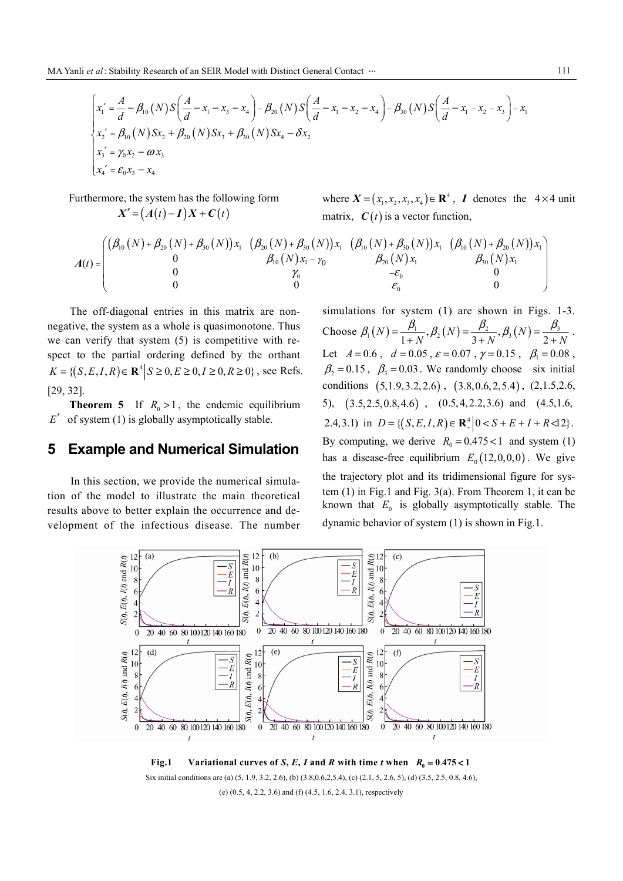$$
\begin{cases}
x_1' = \dfrac{A}{d} - \beta_{10}(N)S\left(\dfrac{A}{d} - x_1 - x_3 - x_4\right) - \beta_{20}(N)S\left(\dfrac{A}{d} - x_1 - x_2 - x_4\right) - \beta_{30}(N)S\left(\dfrac{A}{d} - x_1 - x_2 - x_3\right) - x_1 \\
x_2' = \beta_{10}(N)Sx_2 + \beta_{20}(N)Sx_3 + \beta_{30}(N)Sx_4 - \delta x_2 \\
x_3' = \gamma_0 x_2 - \omega x_3 \\
x_4' = \varepsilon_0 x_3 - x_4
\end{cases}
$$

Furthermore, the system has the following form

$$
\boldsymbol{X}' = (\boldsymbol{A}(t) - \boldsymbol{I})\boldsymbol{X} + \boldsymbol{C}(t)
$$

where $\boldsymbol{X} = (x_1, x_2, x_3, x_4) \in \mathbf{R}^4$, $\boldsymbol{I}$ denotes the $4\times 4$ unit matrix, $\boldsymbol{C}(t)$ is a vector function,

$$
\boldsymbol{A}(t) = \begin{pmatrix}
(\beta_{10}(N) + \beta_{20}(N) + \beta_{30}(N))x_1 & (\beta_{20}(N) + \beta_{30}(N))x_1 & (\beta_{10}(N) + \beta_{30}(N))x_1 & (\beta_{10}(N) + \beta_{20}(N))x_1 \\
0 & \beta_{10}(N)x_1 - \gamma_0 & \beta_{20}(N)x_1 & \beta_{30}(N)x_1 \\
0 & \gamma_0 & -\varepsilon_0 & 0 \\
0 & 0 & \varepsilon_0 & 0
\end{pmatrix}
$$

The off-diagonal entries in this matrix are nonnegative, the system as a whole is quasimonotone. Thus we can verify that system (5) is competitive with respect to the partial ordering defined by the orthant $K = \{(S,E,I,R) \in \mathbf{R}^4 \,|\, S \ge 0, E \ge 0, I \ge 0, R \ge 0\}$, see Refs. [29, 32].

**Theorem 5** If $R_0 > 1$, the endemic equilibrium $E^*$ of system (1) is globally asymptotically stable.

## 5 Example and Numerical Simulation

In this section, we provide the numerical simulation of the model to illustrate the main theoretical results above to better explain the occurrence and development of the infectious disease. The number simulations for system (1) are shown in Figs. 1-3. Choose $\beta_1(N) = \dfrac{\beta_1}{1+N}, \beta_2(N) = \dfrac{\beta_2}{3+N}, \beta_3(N) = \dfrac{\beta_3}{2+N}$. Let $A = 0.6$, $d = 0.05$, $\varepsilon = 0.07$, $\gamma = 0.15$, $\beta_1 = 0.08$, $\beta_2 = 0.15$, $\beta_3 = 0.03$. We randomly choose six initial conditions $(5,1.9,3.2,2.6)$, $(3.8,0.6,2,5.4)$, $(2,1.5,2.6,5)$, $(3.5,2.5,0.8,4.6)$, $(0.5,4,2.2,3.6)$ and $(4.5,1.6,2.4,3.1)$ in $D = \{(S,E,I,R) \in \mathbf{R}_+^4 \,|\, 0 < S+E+I+R < 12\}$. By computing, we derive $R_0 = 0.475 < 1$ and system (1) has a disease-free equilibrium $E_0(12,0,0,0)$. We give the trajectory plot and its tridimensional figure for system (1) in Fig.1 and Fig. 3(a). From Theorem 1, it can be known that $E_0$ is globally asymptotically stable. The dynamic behavior of system (1) is shown in Fig.1.

**Fig.1 Variational curves of *S*, *E*, *I* and *R* with time *t* when $R_0 = 0.475 < 1$**

Six initial conditions are (a) (5, 1.9, 3.2, 2.6), (b) (3.8,0.6,2,5.4), (c) (2.1, 5, 2.6, 5), (d) (3.5, 2.5, 0.8, 4.6), (e) (0.5, 4, 2.2, 3.6) and (f) (4.5, 1.6, 2.4, 3.1), respectively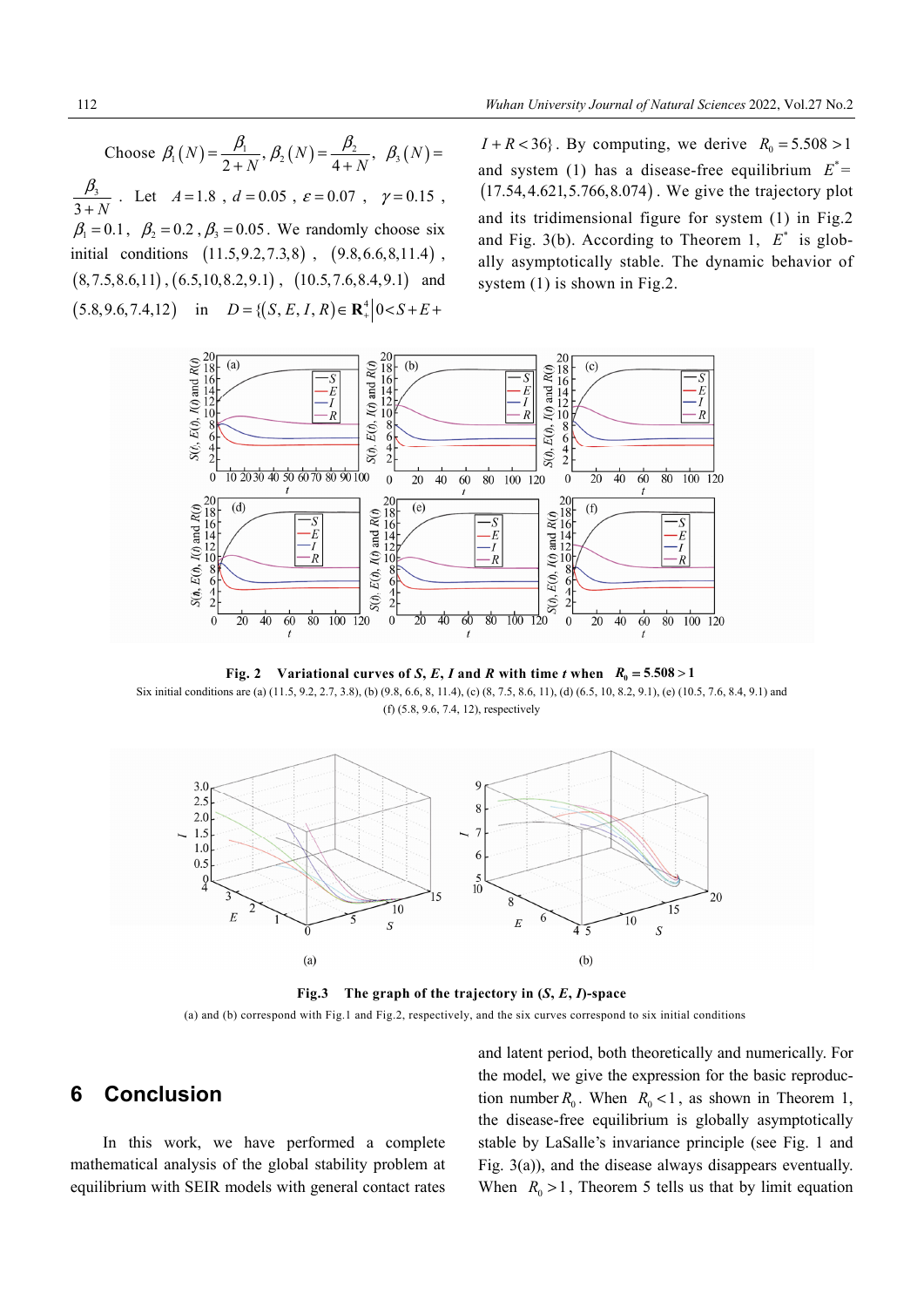Choose $\beta_1(N)=\dfrac{\beta_1}{2+N}, \beta_2(N)=\dfrac{\beta_2}{4+N}, \beta_3(N)=\dfrac{\beta_3}{3+N}$. Let $A=1.8$, $d=0.05$, $\varepsilon=0.07$, $\gamma=0.15$, $\beta_1=0.1$, $\beta_2=0.2$, $\beta_3=0.05$. We randomly choose six initial conditions $(11.5,9.2,7.3,8)$, $(9.8,6.6,8,11.4)$, $(8,7.5,8.6,11)$, $(6.5,10,8.2,9.1)$, $(10.5,7.6,8.4,9.1)$ and $(5.8,9.6,7.4,12)$ in $D=\{(S,E,I,R)\in \mathbf{R}_+^4 \mid 0<S+E+I+R<36\}$. By computing, we derive $R_0=5.508>1$ and system (1) has a disease-free equilibrium $E^*=(17.54,4.621,5.766,8.074)$. We give the trajectory plot and its tridimensional figure for system (1) in Fig.2 and Fig. 3(b). According to Theorem 1, $E^*$ is globally asymptotically stable. The dynamic behavior of system (1) is shown in Fig.2.

**Fig. 2 Variational curves of *S*, *E*, *I* and *R* with time *t* when $R_0=5.508>1$**

Six initial conditions are (a) (11.5, 9.2, 2.7, 3.8), (b) (9.8, 6.6, 8, 11.4), (c) (8, 7.5, 8.6, 11), (d) (6.5, 10, 8.2, 9.1), (e) (10.5, 7.6, 8.4, 9.1) and (f) (5.8, 9.6, 7.4, 12), respectively

**Fig.3 The graph of the trajectory in (*S*, *E*, *I*)-space**

(a) and (b) correspond with Fig.1 and Fig.2, respectively, and the six curves correspond to six initial conditions

## 6 Conclusion

In this work, we have performed a complete mathematical analysis of the global stability problem at equilibrium with SEIR models with general contact rates and latent period, both theoretically and numerically. For the model, we give the expression for the basic reproduction number $R_0$. When $R_0<1$, as shown in Theorem 1, the disease-free equilibrium is globally asymptotically stable by LaSalle's invariance principle (see Fig. 1 and Fig. 3(a)), and the disease always disappears eventually. When $R_0>1$, Theorem 5 tells us that by limit equation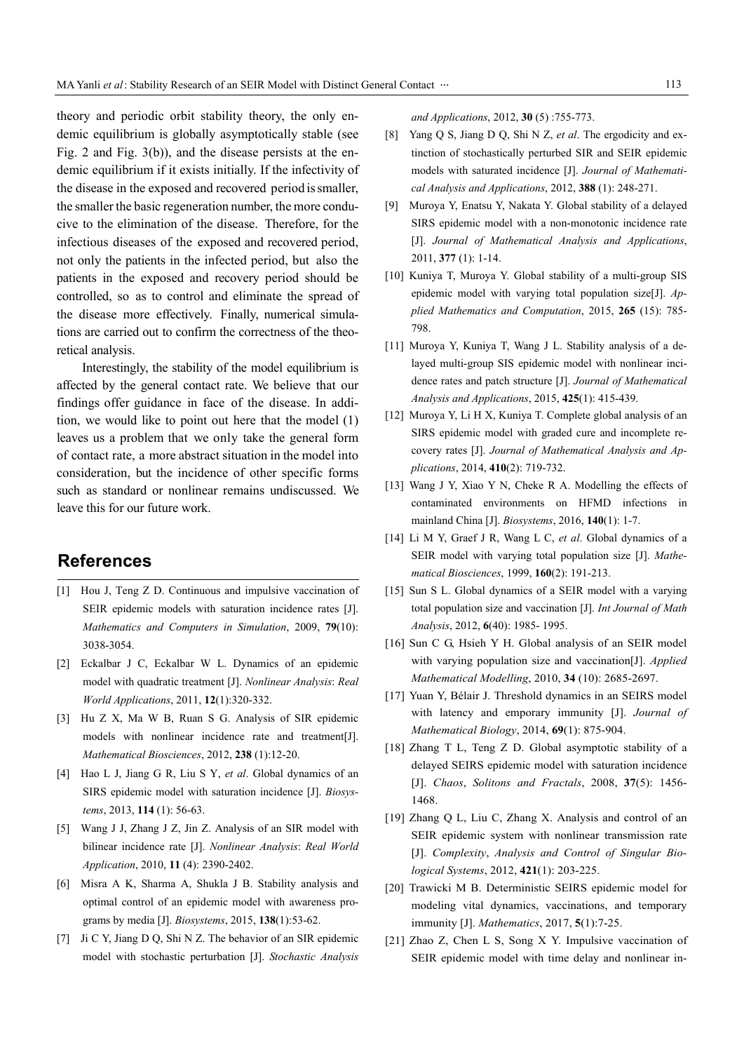theory and periodic orbit stability theory, the only endemic equilibrium is globally asymptotically stable (see Fig. 2 and Fig. 3(b)), and the disease persists at the endemic equilibrium if it exists initially. If the infectivity of the disease in the exposed and recovered period is smaller, the smaller the basic regeneration number, the more conducive to the elimination of the disease. Therefore, for the infectious diseases of the exposed and recovered period, not only the patients in the infected period, but also the patients in the exposed and recovery period should be controlled, so as to control and eliminate the spread of the disease more effectively. Finally, numerical simulations are carried out to confirm the correctness of the theoretical analysis.

Interestingly, the stability of the model equilibrium is affected by the general contact rate. We believe that our findings offer guidance in face of the disease. In addition, we would like to point out here that the model (1) leaves us a problem that we only take the general form of contact rate, a more abstract situation in the model into consideration, but the incidence of other specific forms such as standard or nonlinear remains undiscussed. We leave this for our future work.

## References

[1] Hou J, Teng Z D. Continuous and impulsive vaccination of SEIR epidemic models with saturation incidence rates [J]. *Mathematics and Computers in Simulation*, 2009, **79**(10): 3038-3054.

[2] Eckalbar J C, Eckalbar W L. Dynamics of an epidemic model with quadratic treatment [J]. *Nonlinear Analysis*: *Real World Applications*, 2011, **12**(1):320-332.

[3] Hu Z X, Ma W B, Ruan S G. Analysis of SIR epidemic models with nonlinear incidence rate and treatment[J]. *Mathematical Biosciences*, 2012, **238** (1):12-20.

[4] Hao L J, Jiang G R, Liu S Y, *et al*. Global dynamics of an SIRS epidemic model with saturation incidence [J]. *Biosystems*, 2013, **114** (1): 56-63.

[5] Wang J J, Zhang J Z, Jin Z. Analysis of an SIR model with bilinear incidence rate [J]. *Nonlinear Analysis*: *Real World Application*, 2010, **11** (4): 2390-2402.

[6] Misra A K, Sharma A, Shukla J B. Stability analysis and optimal control of an epidemic model with awareness programs by media [J]. *Biosystems*, 2015, **138**(1):53-62.

[7] Ji C Y, Jiang D Q, Shi N Z. The behavior of an SIR epidemic model with stochastic perturbation [J]. *Stochastic Analysis and Applications*, 2012, **30** (5) :755-773.

[8] Yang Q S, Jiang D Q, Shi N Z, *et al*. The ergodicity and extinction of stochastically perturbed SIR and SEIR epidemic models with saturated incidence [J]. *Journal of Mathematical Analysis and Applications*, 2012, **388** (1): 248-271.

[9] Muroya Y, Enatsu Y, Nakata Y. Global stability of a delayed SIRS epidemic model with a non-monotonic incidence rate [J]. *Journal of Mathematical Analysis and Applications*, 2011, **377** (1): 1-14.

[10] Kuniya T, Muroya Y. Global stability of a multi-group SIS epidemic model with varying total population size[J]. *Applied Mathematics and Computation*, 2015, **265** (15): 785-798.

[11] Muroya Y, Kuniya T, Wang J L. Stability analysis of a delayed multi-group SIS epidemic model with nonlinear incidence rates and patch structure [J]. *Journal of Mathematical Analysis and Applications*, 2015, **425**(1): 415-439.

[12] Muroya Y, Li H X, Kuniya T. Complete global analysis of an SIRS epidemic model with graded cure and incomplete recovery rates [J]. *Journal of Mathematical Analysis and Applications*, 2014, **410**(2): 719-732.

[13] Wang J Y, Xiao Y N, Cheke R A. Modelling the effects of contaminated environments on HFMD infections in mainland China [J]. *Biosystems*, 2016, **140**(1): 1-7.

[14] Li M Y, Graef J R, Wang L C, *et al*. Global dynamics of a SEIR model with varying total population size [J]. *Mathematical Biosciences*, 1999, **160**(2): 191-213.

[15] Sun S L. Global dynamics of a SEIR model with a varying total population size and vaccination [J]. *Int Journal of Math Analysis*, 2012, **6**(40): 1985- 1995.

[16] Sun C G, Hsieh Y H. Global analysis of an SEIR model with varying population size and vaccination[J]. *Applied Mathematical Modelling*, 2010, **34** (10): 2685-2697.

[17] Yuan Y, Bélair J. Threshold dynamics in an SEIRS model with latency and emporary immunity [J]. *Journal of Mathematical Biology*, 2014, **69**(1): 875-904.

[18] Zhang T L, Teng Z D. Global asymptotic stability of a delayed SEIRS epidemic model with saturation incidence [J]. *Chaos*, *Solitons and Fractals*, 2008, **37**(5): 1456-1468.

[19] Zhang Q L, Liu C, Zhang X. Analysis and control of an SEIR epidemic system with nonlinear transmission rate [J]. *Complexity*, *Analysis and Control of Singular Biological Systems*, 2012, **421**(1): 203-225.

[20] Trawicki M B. Deterministic SEIRS epidemic model for modeling vital dynamics, vaccinations, and temporary immunity [J]. *Mathematics*, 2017, **5**(1):7-25.

[21] Zhao Z, Chen L S, Song X Y. Impulsive vaccination of SEIR epidemic model with time delay and nonlinear in-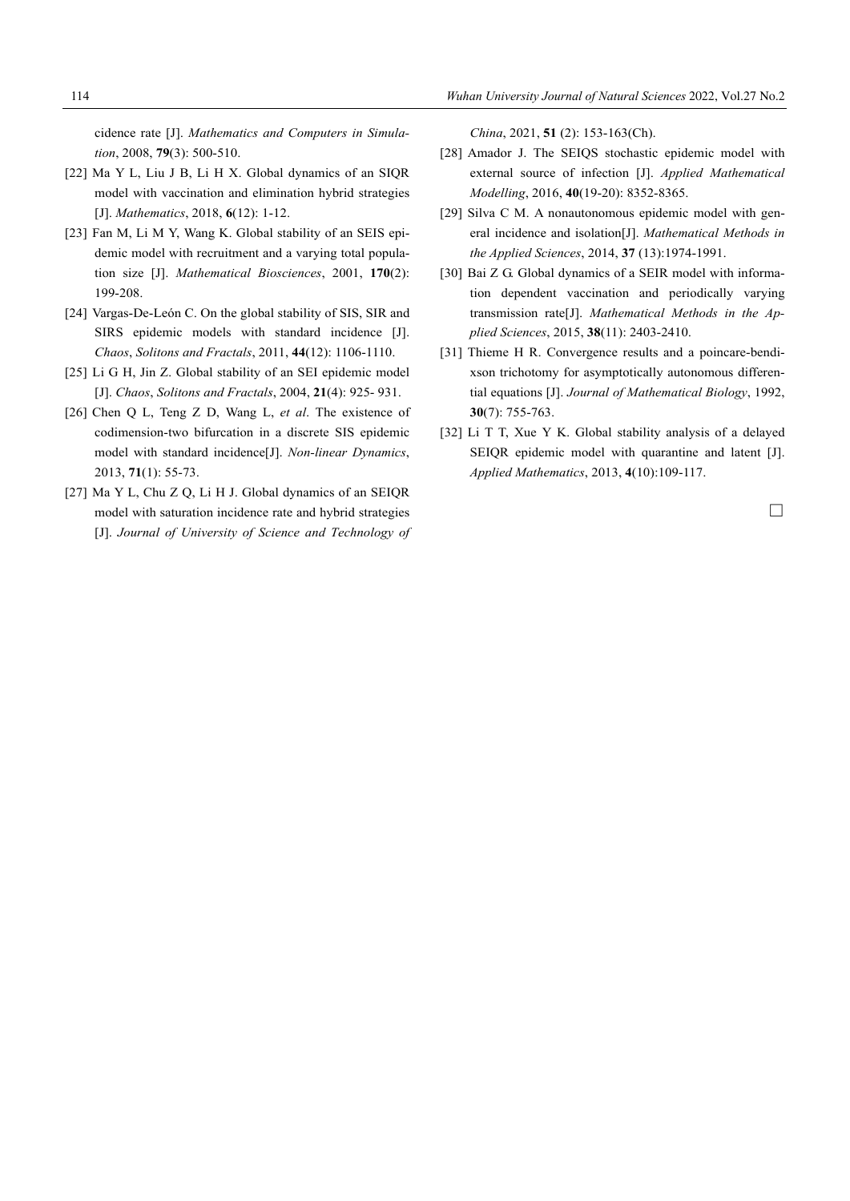cidence rate [J]. *Mathematics and Computers in Simulation*, 2008, **79**(3): 500-510.

[22] Ma Y L, Liu J B, Li H X. Global dynamics of an SIQR model with vaccination and elimination hybrid strategies [J]. *Mathematics*, 2018, **6**(12): 1-12.

[23] Fan M, Li M Y, Wang K. Global stability of an SEIS epidemic model with recruitment and a varying total population size [J]. *Mathematical Biosciences*, 2001, **170**(2): 199-208.

[24] Vargas-De-León C. On the global stability of SIS, SIR and SIRS epidemic models with standard incidence [J]. *Chaos*, *Solitons and Fractals*, 2011, **44**(12): 1106-1110.

[25] Li G H, Jin Z. Global stability of an SEI epidemic model [J]. *Chaos*, *Solitons and Fractals*, 2004, **21**(4): 925- 931.

[26] Chen Q L, Teng Z D, Wang L, *et al*. The existence of codimension-two bifurcation in a discrete SIS epidemic model with standard incidence[J]. *Non-linear Dynamics*, 2013, **71**(1): 55-73.

[27] Ma Y L, Chu Z Q, Li H J. Global dynamics of an SEIQR model with saturation incidence rate and hybrid strategies [J]. *Journal of University of Science and Technology of China*, 2021, **51** (2): 153-163(Ch).

[28] Amador J. The SEIQS stochastic epidemic model with external source of infection [J]. *Applied Mathematical Modelling*, 2016, **40**(19-20): 8352-8365.

[29] Silva C M. A nonautonomous epidemic model with general incidence and isolation[J]. *Mathematical Methods in the Applied Sciences*, 2014, **37** (13):1974-1991.

[30] Bai Z G. Global dynamics of a SEIR model with information dependent vaccination and periodically varying transmission rate[J]. *Mathematical Methods in the Applied Sciences*, 2015, **38**(11): 2403-2410.

[31] Thieme H R. Convergence results and a poincare-bendixson trichotomy for asymptotically autonomous differential equations [J]. *Journal of Mathematical Biology*, 1992, **30**(7): 755-763.

[32] Li T T, Xue Y K. Global stability analysis of a delayed SEIQR epidemic model with quarantine and latent [J]. *Applied Mathematics*, 2013, **4**(10):109-117.

□